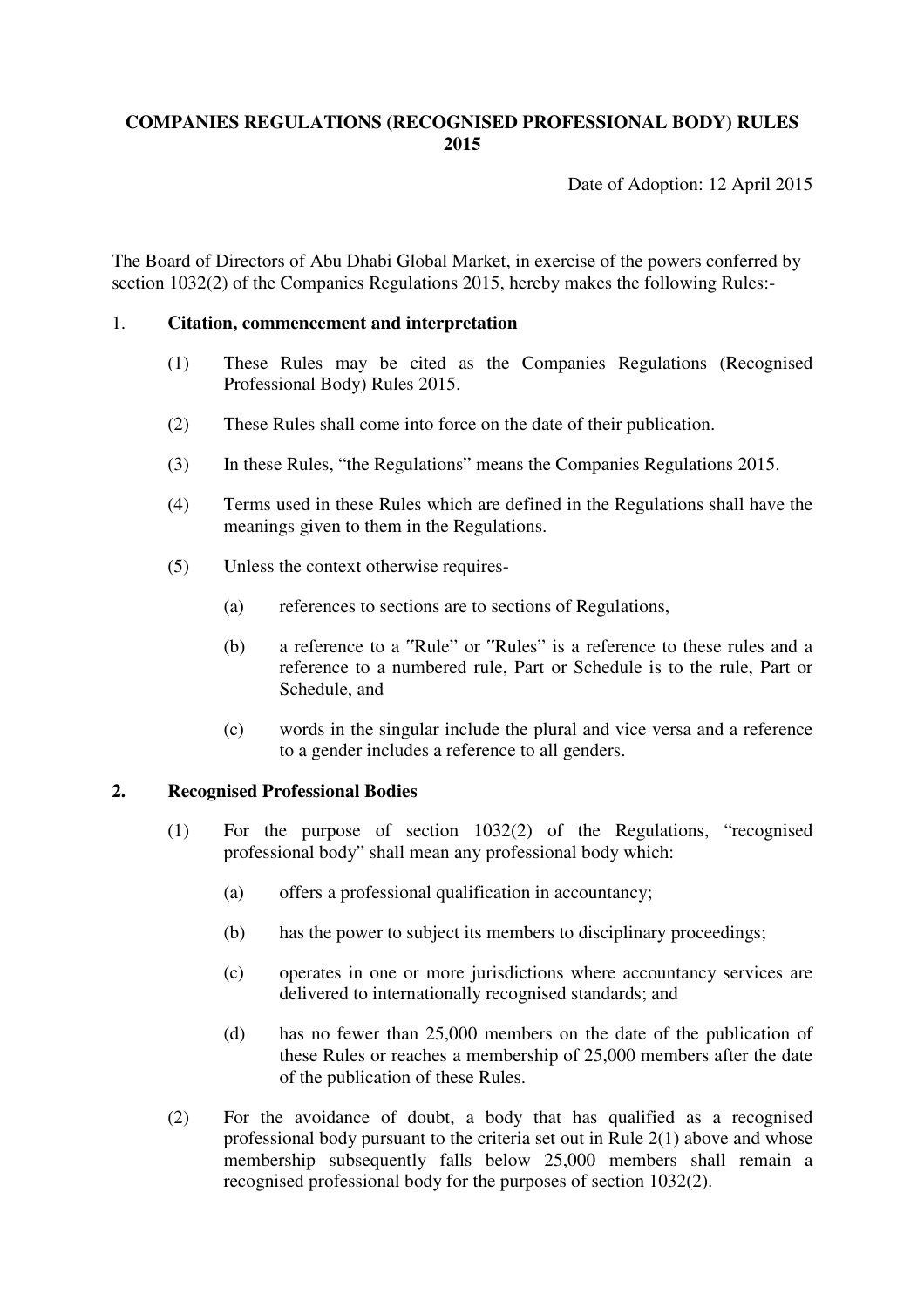# COMPANIES REGULATIONS (RECOGNISED PROFESSIONAL BODY) RULES 2015

Date of Adoption: 12 April 2015

The Board of Directors of Abu Dhabi Global Market, in exercise of the powers conferred by section 1032(2) of the Companies Regulations 2015, hereby makes the following Rules:-

## 1. Citation, commencement and interpretation

(1) These Rules may be cited as the Companies Regulations (Recognised Professional Body) Rules 2015.

(2) These Rules shall come into force on the date of their publication.

(3) In these Rules, "the Regulations" means the Companies Regulations 2015.

(4) Terms used in these Rules which are defined in the Regulations shall have the meanings given to them in the Regulations.

(5) Unless the context otherwise requires-

(a) references to sections are to sections of Regulations,

(b) a reference to a "Rule" or "Rules" is a reference to these rules and a reference to a numbered rule, Part or Schedule is to the rule, Part or Schedule, and

(c) words in the singular include the plural and vice versa and a reference to a gender includes a reference to all genders.

## 2. Recognised Professional Bodies

(1) For the purpose of section 1032(2) of the Regulations, "recognised professional body" shall mean any professional body which:

(a) offers a professional qualification in accountancy;

(b) has the power to subject its members to disciplinary proceedings;

(c) operates in one or more jurisdictions where accountancy services are delivered to internationally recognised standards; and

(d) has no fewer than 25,000 members on the date of the publication of these Rules or reaches a membership of 25,000 members after the date of the publication of these Rules.

(2) For the avoidance of doubt, a body that has qualified as a recognised professional body pursuant to the criteria set out in Rule 2(1) above and whose membership subsequently falls below 25,000 members shall remain a recognised professional body for the purposes of section 1032(2).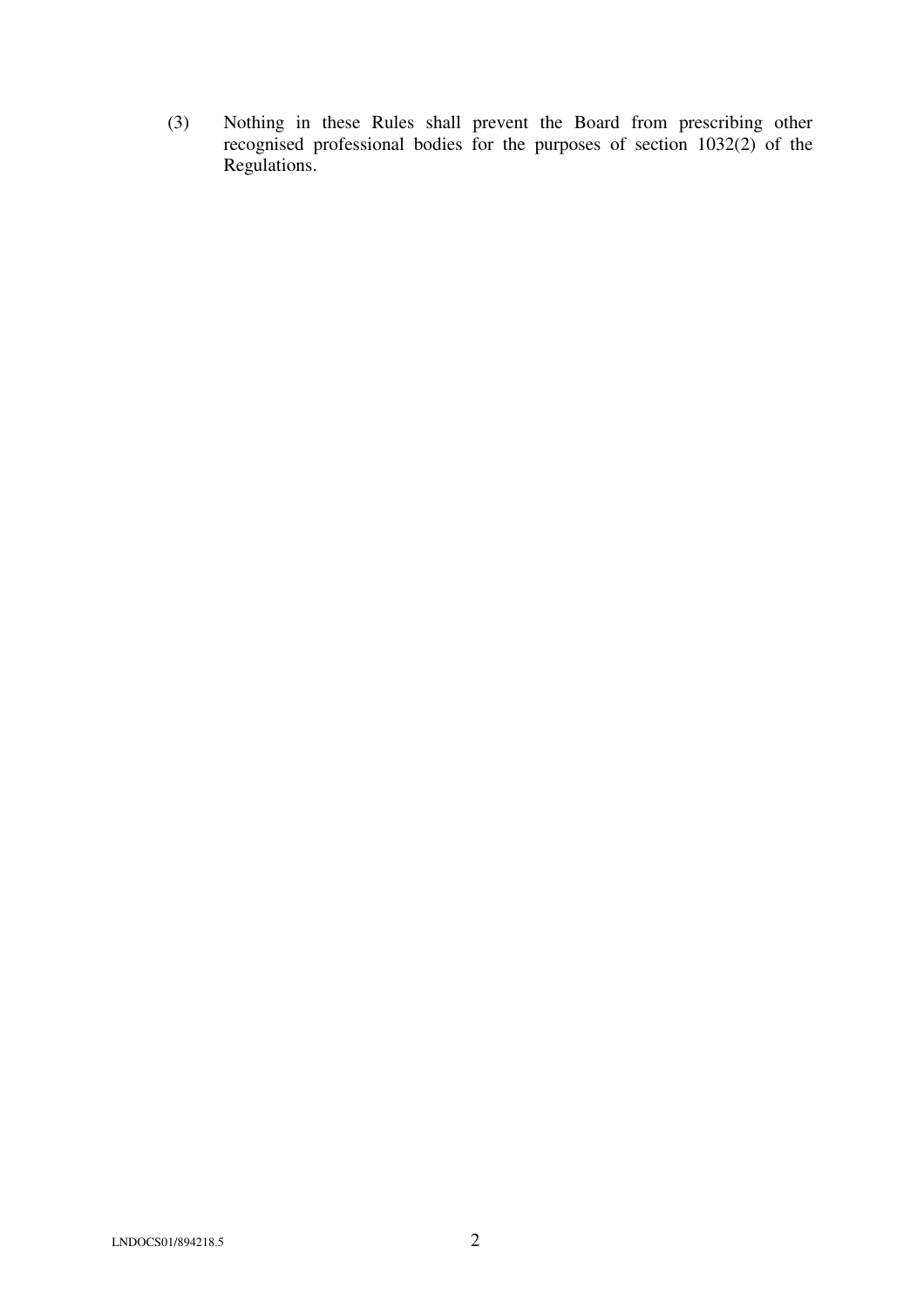(3) Nothing in these Rules shall prevent the Board from prescribing other recognised professional bodies for the purposes of section 1032(2) of the Regulations.